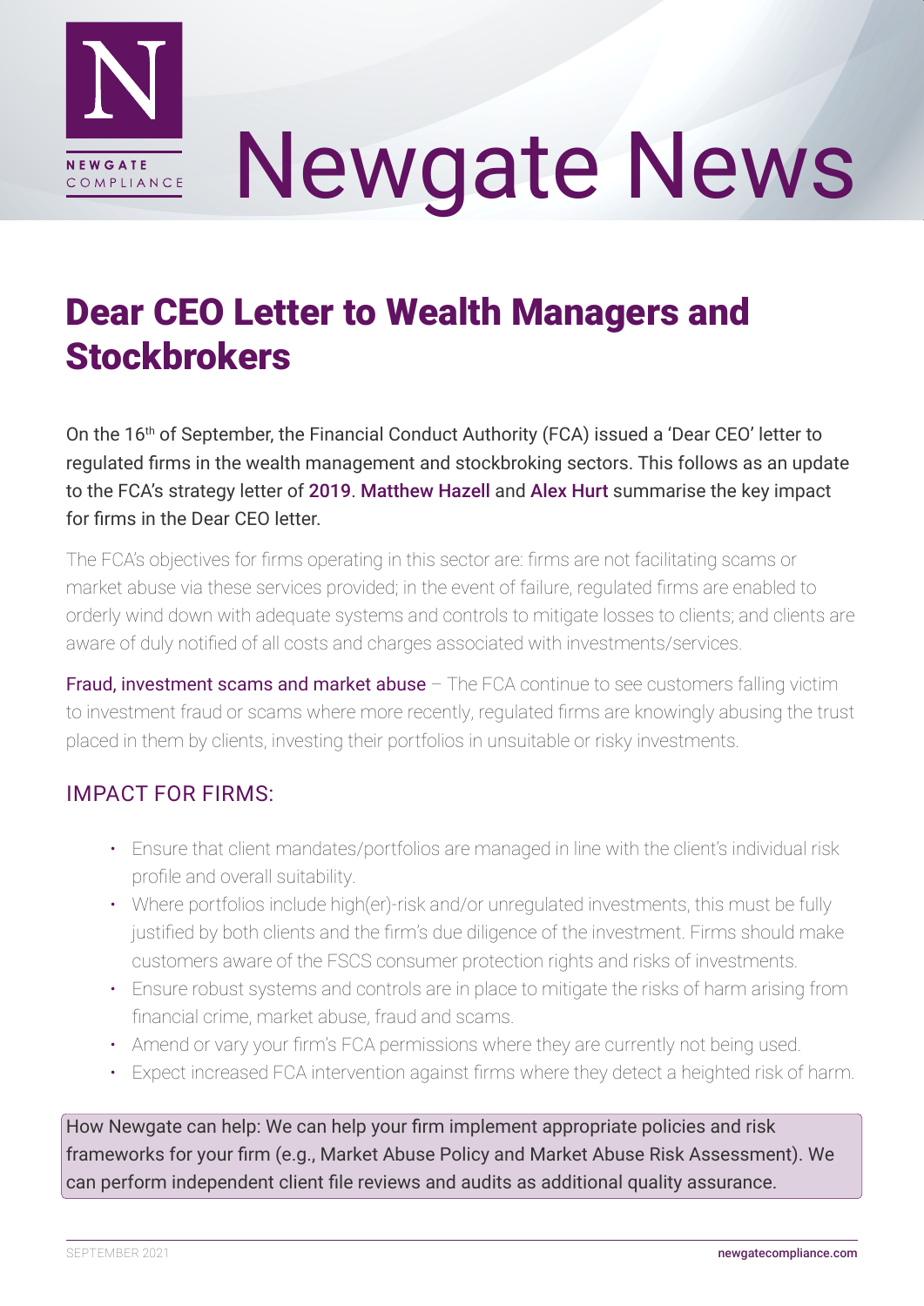# Newgate News

## Dear CEO Letter to Wealth Managers and Stockbrokers

On the 16th of September, the Financial Conduct Authority (FCA) issued a 'Dear CEO' letter to regulated firms in the wealth management and stockbroking sectors. This follows as an update to the FCA's strategy letter of 2019. Matthew Hazell and Alex Hurt summarise the key impact for firms in the Dear CEO letter.

The FCA's objectives for firms operating in this sector are: firms are not facilitating scams or market abuse via these services provided; in the event of failure, regulated firms are enabled to orderly wind down with adequate systems and controls to mitigate losses to clients; and clients are aware of duly notified of all costs and charges associated with investments/services.

Fraud, investment scams and market abuse – The FCA continue to see customers falling victim to investment fraud or scams where more recently, regulated firms are knowingly abusing the trust placed in them by clients, investing their portfolios in unsuitable or risky investments.

### IMPACT FOR FIRMS:

- Ensure that client mandates/portfolios are managed in line with the client's individual risk profile and overall suitability.
- Where portfolios include high(er)-risk and/or unregulated investments, this must be fully justified by both clients and the firm's due diligence of the investment. Firms should make customers aware of the FSCS consumer protection rights and risks of investments.
- Ensure robust systems and controls are in place to mitigate the risks of harm arising from financial crime, market abuse, fraud and scams.
- Amend or vary your firm's FCA permissions where they are currently not being used.
- Expect increased FCA intervention against firms where they detect a heighted risk of harm.

How Newgate can help: We can help your firm implement appropriate policies and risk frameworks for your firm (e.g., Market Abuse Policy and Market Abuse Risk Assessment). We can perform independent client file reviews and audits as additional quality assurance.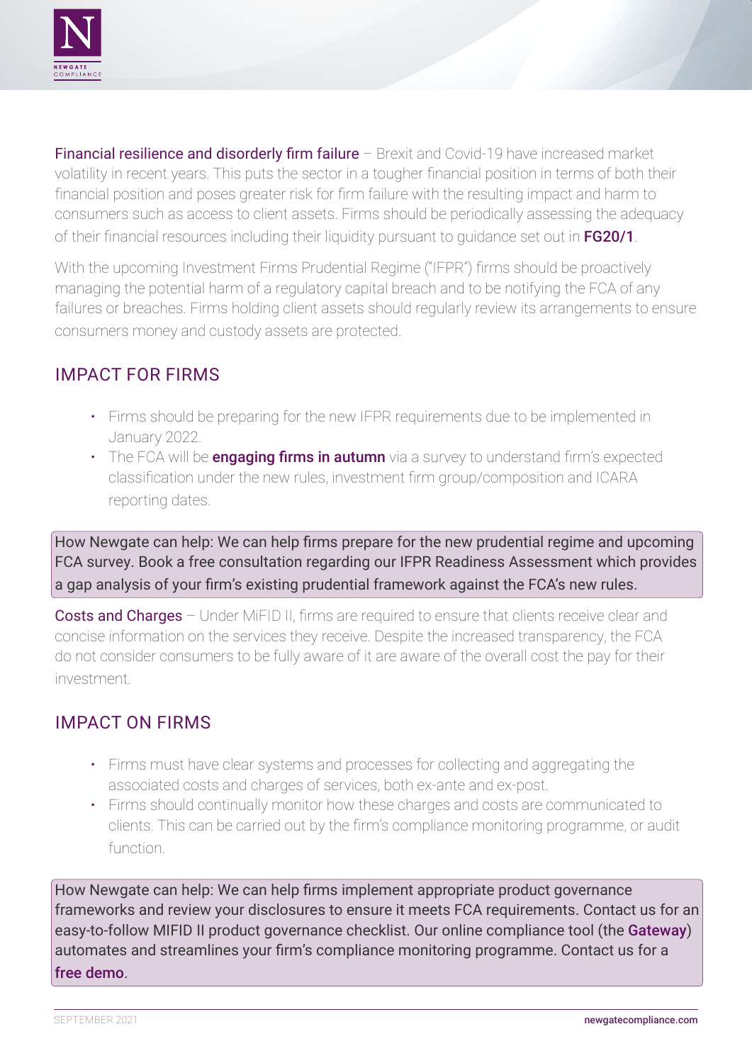**Financial resilience and disorderly firm failure** – Brexit and Covid-19 have increased market volatility in recent years. This puts the sector in a tougher financial position in terms of both their financial position and poses greater risk for firm failure with the resulting impact and harm to consumers such as access to client assets. Firms should be periodically assessing the adequacy of their financial resources including their liquidity pursuant to guidance set out in **FG20/1**.

With the upcoming Investment Firms Prudential Regime ("IFPR") firms should be proactively managing the potential harm of a regulatory capital breach and to be notifying the FCA of any failures or breaches. Firms holding client assets should regularly review its arrangements to ensure consumers money and custody assets are protected.

## IMPACT FOR FIRMS

- Firms should be preparing for the new IFPR requirements due to be implemented in January 2022.
- The FCA will be **engaging firms in autumn** via a survey to understand firm's expected classification under the new rules, investment firm group/composition and ICARA reporting dates.

How Newgate can help: We can help firms prepare for the new prudential regime and upcoming FCA survey. Book a free consultation regarding our IFPR Readiness Assessment which provides a gap analysis of your firm's existing prudential framework against the FCA's new rules.

**Costs and Charges** – Under MiFID II, firms are required to ensure that clients receive clear and concise information on the services they receive. Despite the increased transparency, the FCA do not consider consumers to be fully aware of it are aware of the overall cost the pay for their investment.

## IMPACT ON FIRMS

- Firms must have clear systems and processes for collecting and aggregating the associated costs and charges of services, both ex-ante and ex-post.
- Firms should continually monitor how these charges and costs are communicated to clients. This can be carried out by the firm's compliance monitoring programme, or audit function.

How Newgate can help: We can help firms implement appropriate product governance frameworks and review your disclosures to ensure it meets FCA requirements. Contact us for an easy-to-follow MIFID II product governance checklist. Our online compliance tool (the Gateway) automates and streamlines your firm's compliance monitoring programme. Contact us for a free demo.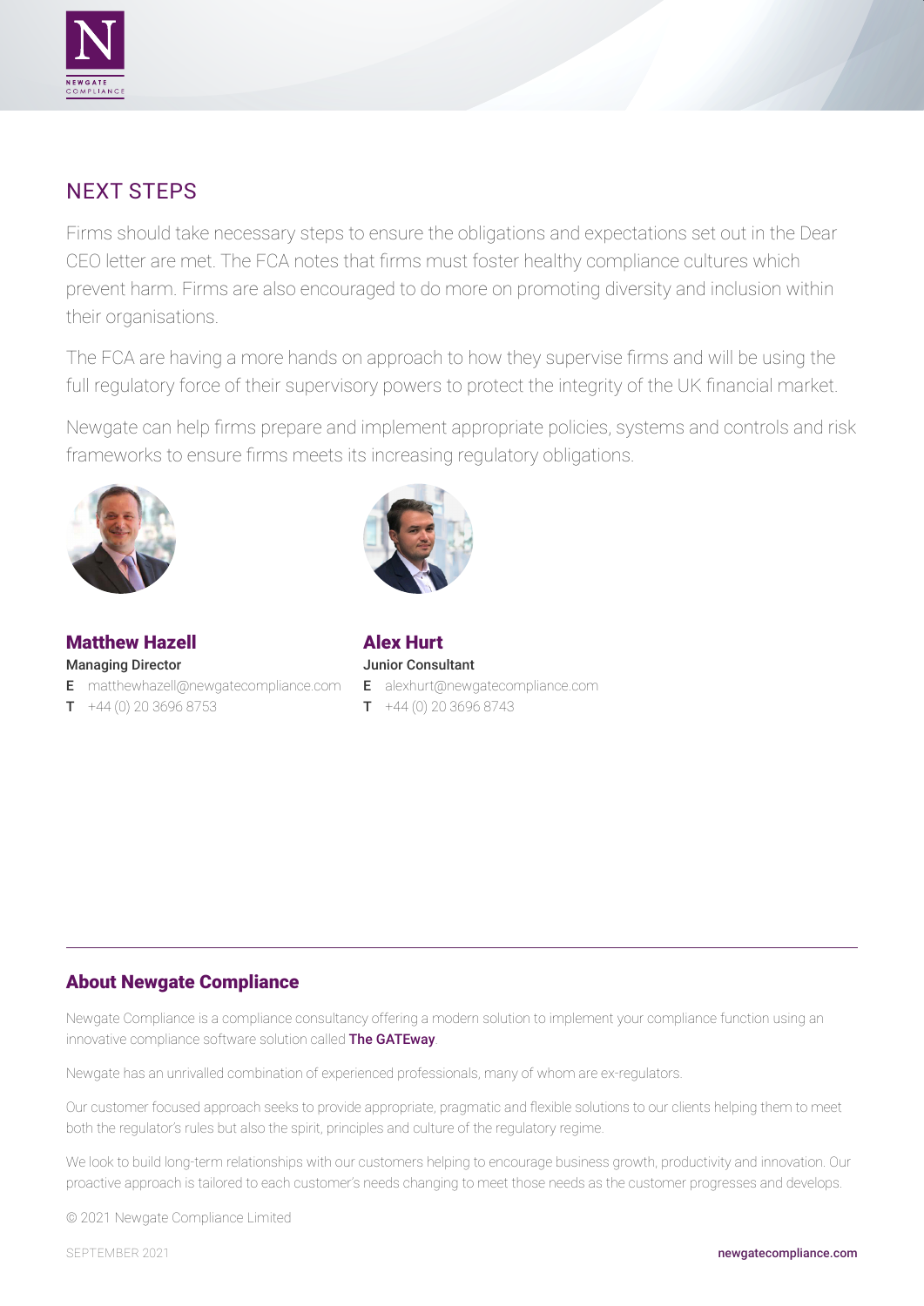## NEXT STEPS

Firms should take necessary steps to ensure the obligations and expectations set out in the Dear CEO letter are met. The FCA notes that firms must foster healthy compliance cultures which prevent harm. Firms are also encouraged to do more on promoting diversity and inclusion within their organisations.

The FCA are having a more hands on approach to how they supervise firms and will be using the full regulatory force of their supervisory powers to protect the integrity of the UK financial market.

Newgate can help firms prepare and implement appropriate policies, systems and controls and risk frameworks to ensure firms meets its increasing regulatory obligations.

**Matthew Hazell**
Managing Director
**E** matthewhazell@newgatecompliance.com
**T** +44 (0) 20 3696 8753

**Alex Hurt**
Junior Consultant
**E** alexhurt@newgatecompliance.com
**T** +44 (0) 20 3696 8743

---

### About Newgate Compliance

Newgate Compliance is a compliance consultancy offering a modern solution to implement your compliance function using an innovative compliance software solution called **The GATEway**.

Newgate has an unrivalled combination of experienced professionals, many of whom are ex-regulators.

Our customer focused approach seeks to provide appropriate, pragmatic and flexible solutions to our clients helping them to meet both the regulator's rules but also the spirit, principles and culture of the regulatory regime.

We look to build long-term relationships with our customers helping to encourage business growth, productivity and innovation. Our proactive approach is tailored to each customer's needs changing to meet those needs as the customer progresses and develops.

© 2021 Newgate Compliance Limited

SEPTEMBER 2021

newgatecompliance.com